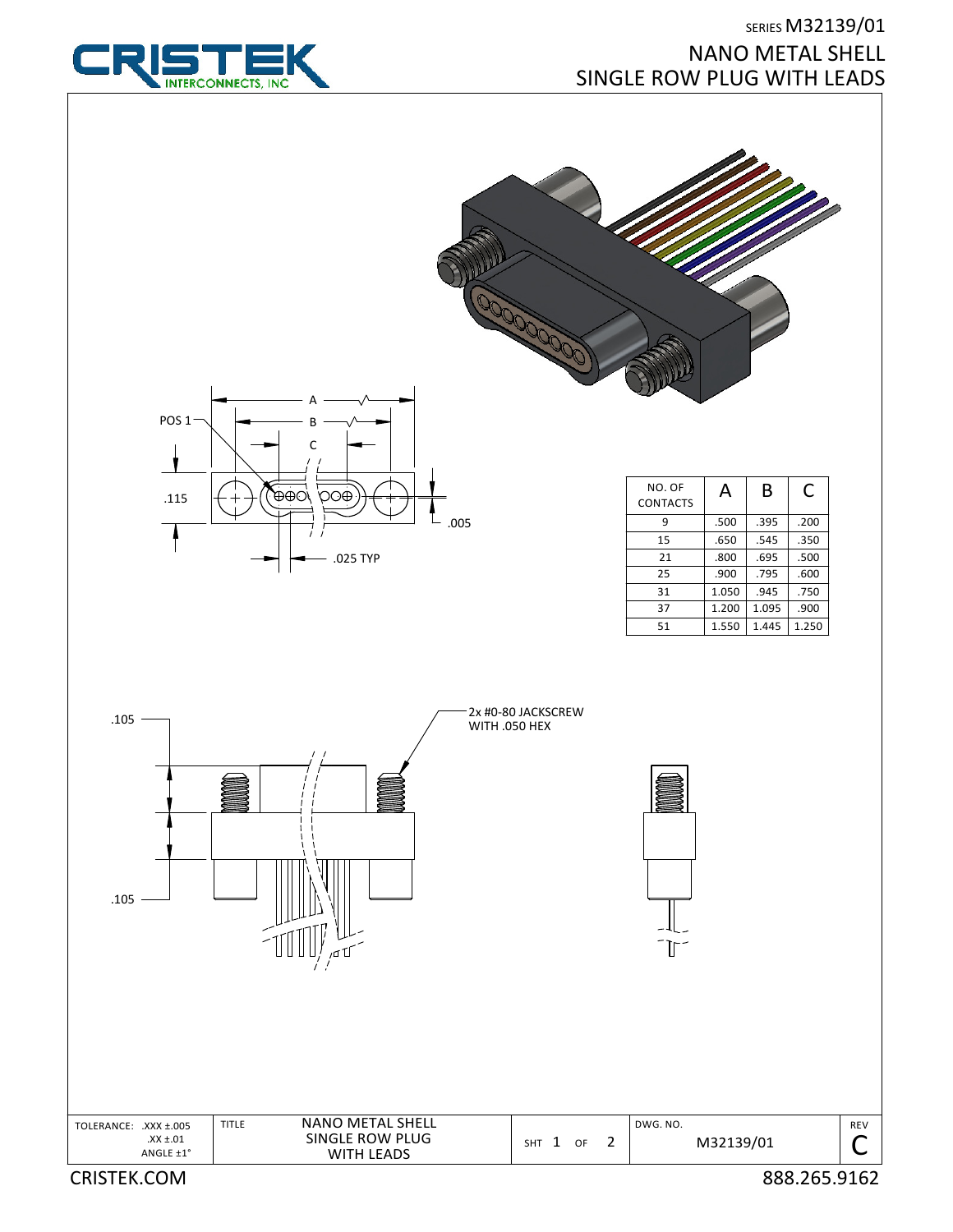SERIES M32139/01

# NANO METAL SHELL SINGLE ROW PLUG WITH LEADS

A

B

C

POS 1

.115

.005

.025 TYP

| NO. OF CONTACTS | A | B | C |
|---|---|---|---|
| 9 | .500 | .395 | .200 |
| 15 | .650 | .545 | .350 |
| 21 | .800 | .695 | .500 |
| 25 | .900 | .795 | .600 |
| 31 | 1.050 | .945 | .750 |
| 37 | 1.200 | 1.095 | .900 |
| 51 | 1.550 | 1.445 | 1.250 |

.105

2x #0-80 JACKSCREW WITH .050 HEX

.105

| TOLERANCE: .XXX ±.005 .XX ±.01 ANGLE ±1° | TITLE NANO METAL SHELL SINGLE ROW PLUG WITH LEADS | SHT 1 OF 2 | DWG. NO. M32139/01 | REV C |
|---|---|---|---|---|

CRISTEK.COM

888.265.9162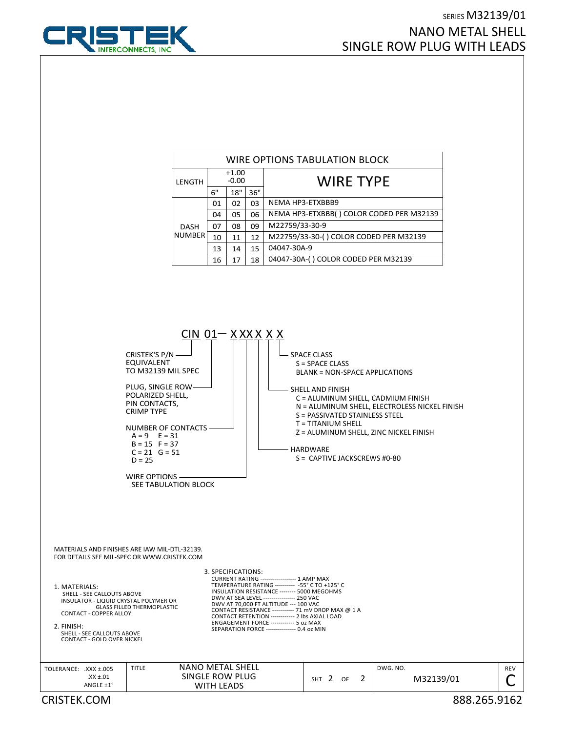# SERIES M32139/01
# NANO METAL SHELL SINGLE ROW PLUG WITH LEADS

| WIRE OPTIONS TABULATION BLOCK | | | | |
|---|---|---|---|---|
| LENGTH | +1.00 -0.00 | | | WIRE TYPE |
| | 6" | 18" | 36" | |
| DASH NUMBER | 01 | 02 | 03 | NEMA HP3-ETXBBB9 |
| | 04 | 05 | 06 | NEMA HP3-ETXBBB( ) COLOR CODED PER M32139 |
| | 07 | 08 | 09 | M22759/33-30-9 |
| | 10 | 11 | 12 | M22759/33-30-( ) COLOR CODED PER M32139 |
| | 13 | 14 | 15 | 04047-30A-9 |
| | 16 | 17 | 18 | 04047-30A-( ) COLOR CODED PER M32139 |

**CIN 01 — X XX X X X**

- CIN — CRISTEK'S P/N EQUIVALENT TO M32139 MIL SPEC
- 01 — PLUG, SINGLE ROW POLARIZED SHELL, PIN CONTACTS, CRIMP TYPE
- X — NUMBER OF CONTACTS
  - A = 9
  - B = 15
  - C = 21
  - D = 25
  - E = 31
  - F = 37
  - G = 51
- XX — WIRE OPTIONS
  - SEE TABULATION BLOCK
- X — HARDWARE
  - S = CAPTIVE JACKSCREWS #0-80
- X — SHELL AND FINISH
  - C = ALUMINUM SHELL, CADMIUM FINISH
  - N = ALUMINUM SHELL, ELECTROLESS NICKEL FINISH
  - S = PASSIVATED STAINLESS STEEL
  - T = TITANIUM SHELL
  - Z = ALUMINUM SHELL, ZINC NICKEL FINISH
- X — SPACE CLASS
  - S = SPACE CLASS
  - BLANK = NON-SPACE APPLICATIONS

MATERIALS AND FINISHES ARE IAW MIL-DTL-32139.
FOR DETAILS SEE MIL-SPEC OR WWW.CRISTEK.COM

1. MATERIALS:
   - SHELL - SEE CALLOUTS ABOVE
   - INSULATOR - LIQUID CRYSTAL POLYMER OR GLASS FILLED THERMOPLASTIC
   - CONTACT - COPPER ALLOY
2. FINISH:
   - SHELL - SEE CALLOUTS ABOVE
   - CONTACT - GOLD OVER NICKEL
3. SPECIFICATIONS:
   - CURRENT RATING ------------------ 1 AMP MAX
   - TEMPERATURE RATING ---------- -55° C TO +125° C
   - INSULATION RESISTANCE -------- 5000 MEGOHMS
   - DWV AT SEA LEVEL ---------------- 250 VAC
   - DWV AT 70,000 FT ALTITUDE --- 100 VAC
   - CONTACT RESISTANCE ----------- 71 mV DROP MAX @ 1 A
   - CONTACT RETENTION ------------ 2 lbs AXIAL LOAD
   - ENGAGEMENT FORCE ------------ 5 oz MAX
   - SEPARATION FORCE --------------- 0.4 oz MIN

| TOLERANCE | TITLE | SHT | DWG. NO. | REV |
|---|---|---|---|---|
| .XXX ±.005<br>.XX ±.01<br>ANGLE ±1° | NANO METAL SHELL SINGLE ROW PLUG WITH LEADS | 2 OF 2 | M32139/01 | C |